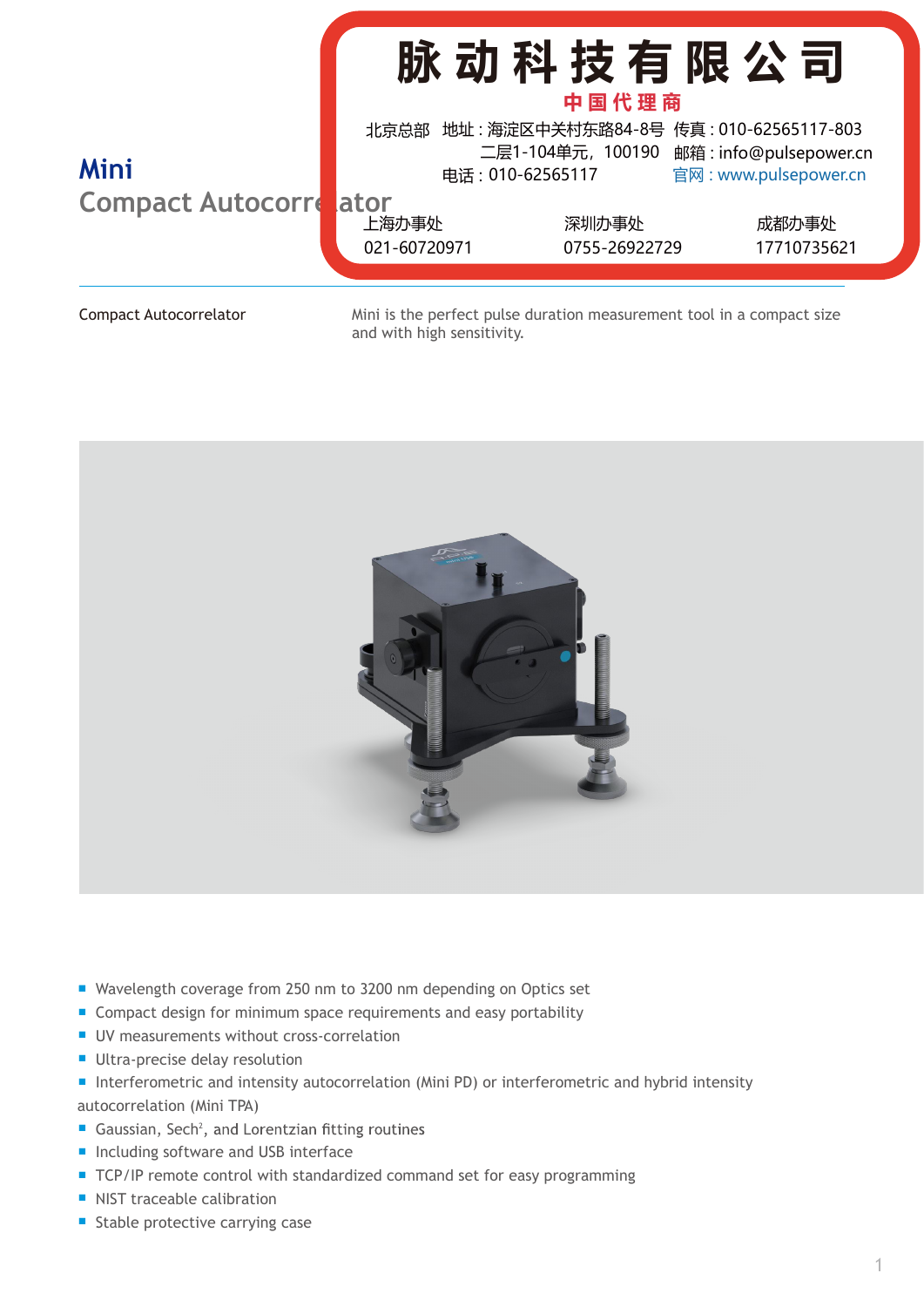# 脉动科技有限公司

**中国代理商**

北京总部 地址：海淀区中关村东路84-8号 二层1-104单元，100190 电话：010-62565117 传真：010-62565117-803 邮箱：info@pulsepower.cn 官网：www.pulsepower.cn

上海办事处 021-60720971

深圳办事处 0755-26922729

成都办事处 17710735621

# Mini

## Compact Autocorrelator

Compact Autocorrelator

Mini is the perfect pulse duration measurement tool in a compact size and with high sensitivity.

- Wavelength coverage from 250 nm to 3200 nm depending on Optics set
- Compact design for minimum space requirements and easy portability
- UV measurements without cross-correlation
- Ultra-precise delay resolution
- Interferometric and intensity autocorrelation (Mini PD) or interferometric and hybrid intensity autocorrelation (Mini TPA)
- Gaussian, Sech$^2$, and Lorentzian fitting routines
- Including software and USB interface
- TCP/IP remote control with standardized command set for easy programming
- NIST traceable calibration
- Stable protective carrying case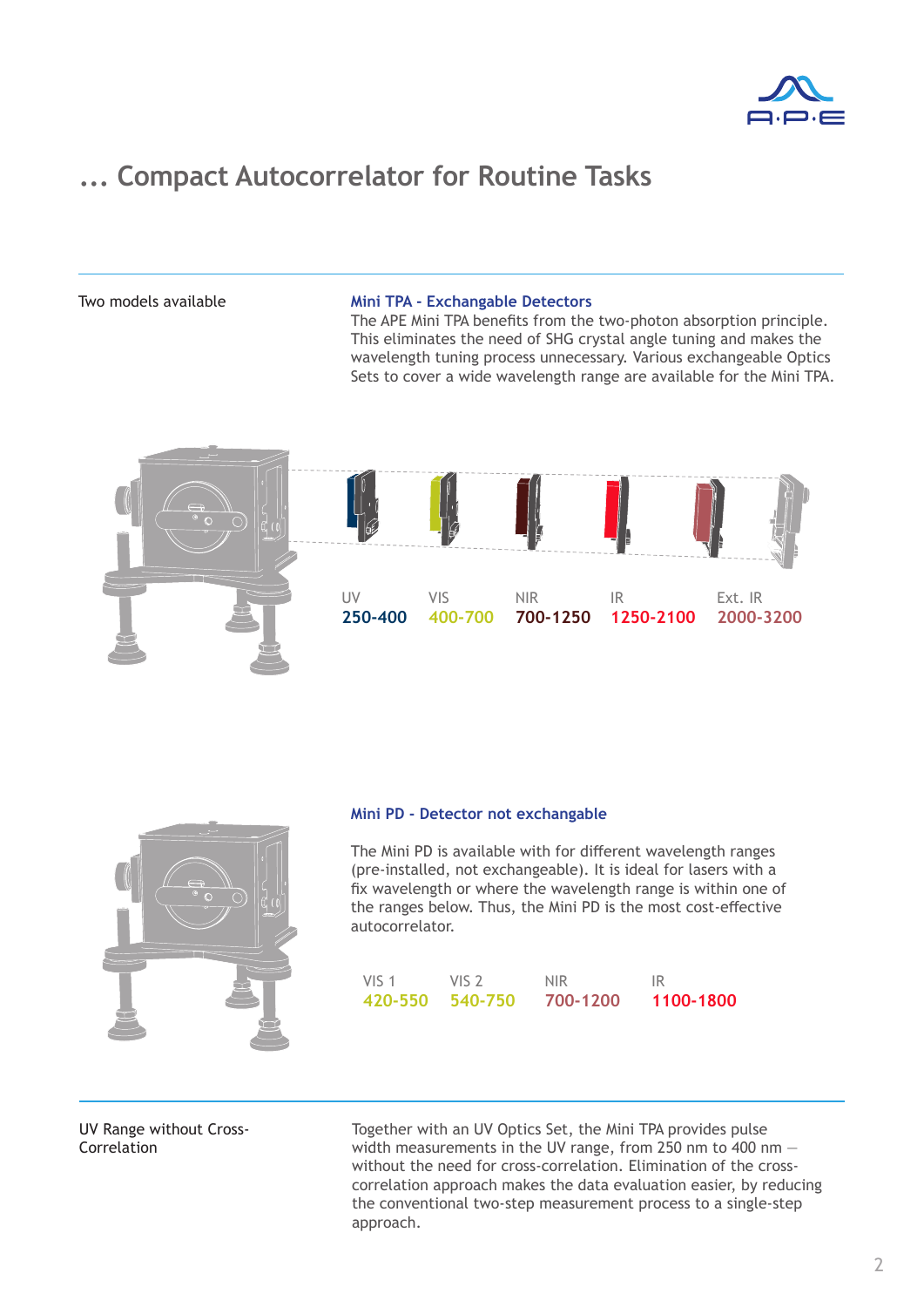# ... Compact Autocorrelator for Routine Tasks

Two models available

### Mini TPA - Exchangable Detectors

The APE Mini TPA benefits from the two-photon absorption principle. This eliminates the need of SHG crystal angle tuning and makes the wavelength tuning process unnecessary. Various exchangeable Optics Sets to cover a wide wavelength range are available for the Mini TPA.

| UV | VIS | NIR | IR | Ext. IR |
|---|---|---|---|---|
| **250-400** | **400-700** | **700-1250** | **1250-2100** | **2000-3200** |

### Mini PD - Detector not exchangable

The Mini PD is available with for different wavelength ranges (pre-installed, not exchangeable). It is ideal for lasers with a fix wavelength or where the wavelength range is within one of the ranges below. Thus, the Mini PD is the most cost-effective autocorrelator.

| VIS 1 | VIS 2 | NIR | IR |
|---|---|---|---|
| **420-550** | **540-750** | **700-1200** | **1100-1800** |

UV Range without Cross-Correlation

Together with an UV Optics Set, the Mini TPA provides pulse width measurements in the UV range, from 250 nm to 400 nm — without the need for cross-correlation. Elimination of the cross-correlation approach makes the data evaluation easier, by reducing the conventional two-step measurement process to a single-step approach.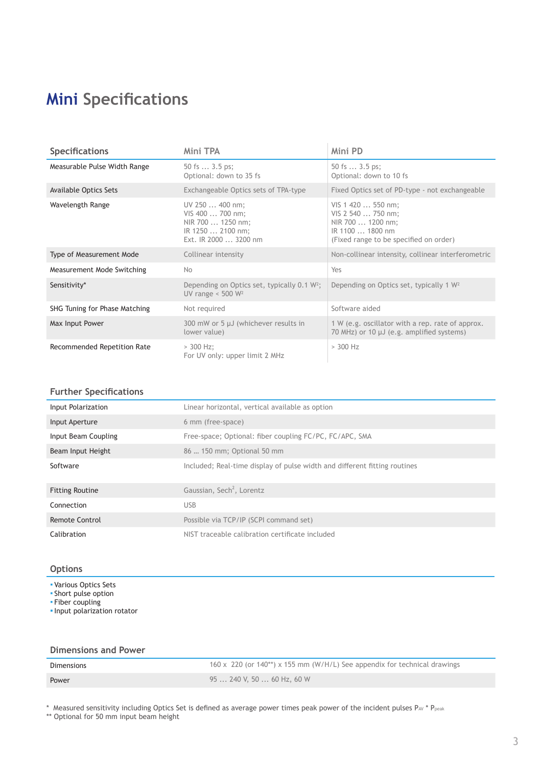# Mini Specifications

| Specifications | Mini TPA | Mini PD |
|---|---|---|
| Measurable Pulse Width Range | 50 fs … 3.5 ps;<br>Optional: down to 35 fs | 50 fs … 3.5 ps;<br>Optional: down to 10 fs |
| Available Optics Sets | Exchangeable Optics sets of TPA-type | Fixed Optics set of PD-type - not exchangeable |
| Wavelength Range | UV 250 … 400 nm;<br>VIS 400 … 700 nm;<br>NIR 700 … 1250 nm;<br>IR 1250 … 2100 nm;<br>Ext. IR 2000 … 3200 nm | VIS 1 420 … 550 nm;<br>VIS 2 540 … 750 nm;<br>NIR 700 … 1200 nm;<br>IR 1100 … 1800 nm<br>(Fixed range to be specified on order) |
| Type of Measurement Mode | Collinear intensity | Non-collinear intensity, collinear interferometric |
| Measurement Mode Switching | No | Yes |
| Sensitivity* | Depending on Optics set, typically 0.1 $W^2$;<br>UV range < 500 $W^2$ | Depending on Optics set, typically 1 $W^2$ |
| SHG Tuning for Phase Matching | Not required | Software aided |
| Max Input Power | 300 mW or 5 µJ (whichever results in lower value) | 1 W (e.g. oscillator with a rep. rate of approx. 70 MHz) or 10 µJ (e.g. amplified systems) |
| Recommended Repetition Rate | > 300 Hz;<br>For UV only: upper limit 2 MHz | > 300 Hz |

## Further Specifications

| | |
|---|---|
| Input Polarization | Linear horizontal, vertical available as option |
| Input Aperture | 6 mm (free-space) |
| Input Beam Coupling | Free-space; Optional: fiber coupling FC/PC, FC/APC, SMA |
| Beam Input Height | 86 … 150 mm; Optional 50 mm |
| Software | Included; Real-time display of pulse width and different fitting routines |
| Fitting Routine | Gaussian, $Sech^2$, Lorentz |
| Connection | USB |
| Remote Control | Possible via TCP/IP (SCPI command set) |
| Calibration | NIST traceable calibration certificate included |

## Options

- Various Optics Sets
- Short pulse option
- Fiber coupling
- Input polarization rotator

## Dimensions and Power

| | |
|---|---|
| Dimensions | 160 x 220 (or 140**) x 155 mm (W/H/L) See appendix for technical drawings |
| Power | 95 … 240 V, 50 … 60 Hz, 60 W |

\* Measured sensitivity including Optics Set is defined as average power times peak power of the incident pulses $P_{AV} * P_{peak}$

** Optional for 50 mm input beam height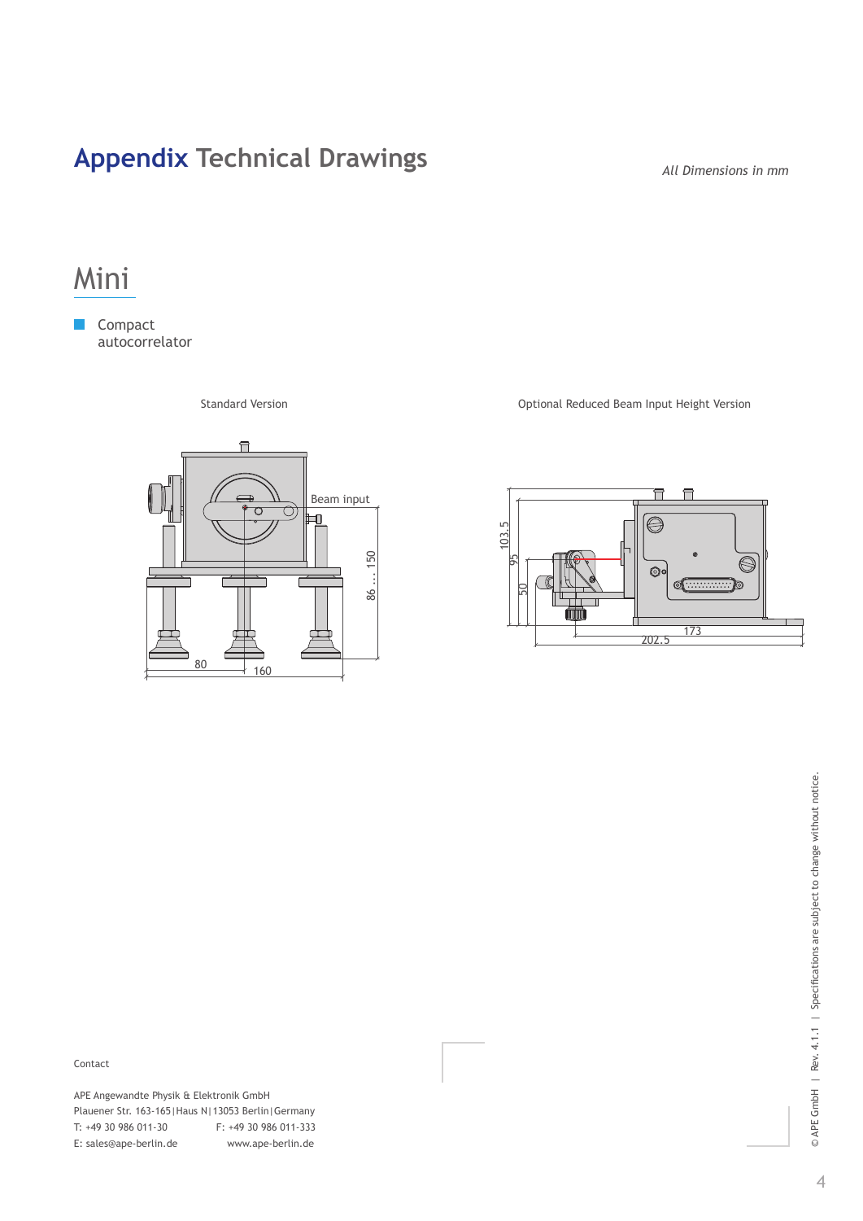# Appendix Technical Drawings

*All Dimensions in mm*

## Mini

- Compact autocorrelator

Standard Version

Beam input

86 ... 150

80

160

Optional Reduced Beam Input Height Version

103.5

95

50

173

202.5

Contact

APE Angewandte Physik & Elektronik GmbH
Plauener Str. 163-165 | Haus N | 13053 Berlin | Germany
T: +49 30 986 011-30 F: +49 30 986 011-333
E: sales@ape-berlin.de www.ape-berlin.de

© APE GmbH | Rev. 4.1.1 | Specifications are subject to change without notice.